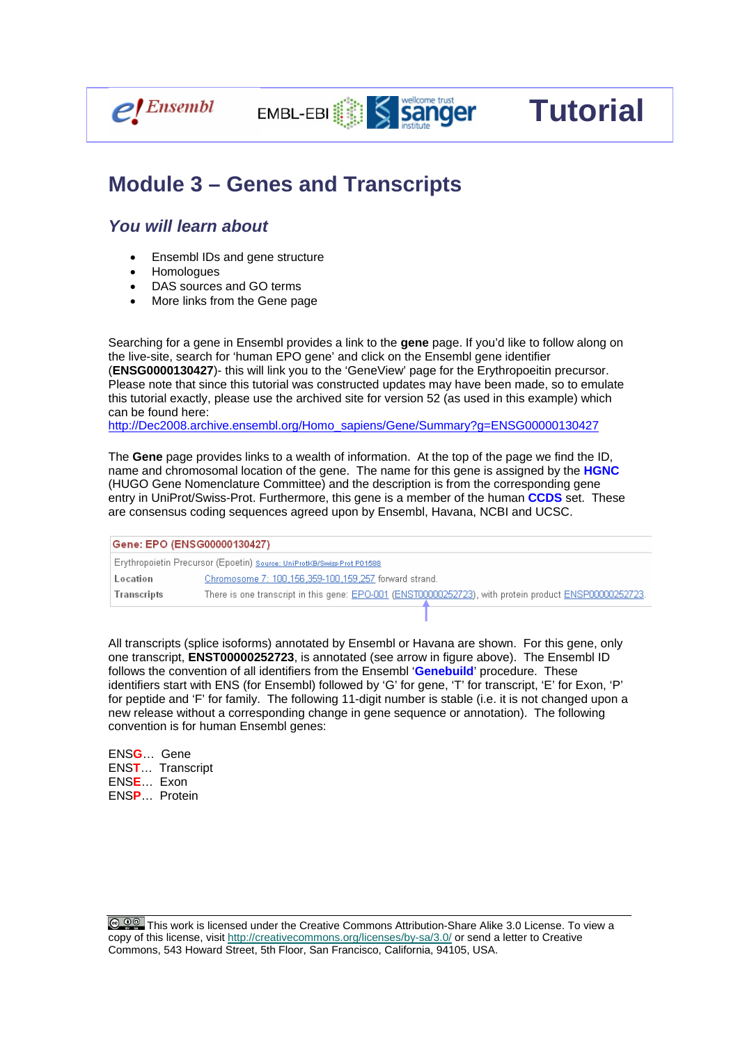Ensembl EMBL-EBI wellcome trust sanger institute **Tutorial**

# Module 3 – Genes and Transcripts

## *You will learn about*

- Ensembl IDs and gene structure
- Homologues
- DAS sources and GO terms
- More links from the Gene page

Searching for a gene in Ensembl provides a link to the **gene** page. If you'd like to follow along on the live-site, search for 'human EPO gene' and click on the Ensembl gene identifier (**ENSG0000130427**)- this will link you to the 'GeneView' page for the Erythropoeitin precursor. Please note that since this tutorial was constructed updates may have been made, so to emulate this tutorial exactly, please use the archived site for version 52 (as used in this example) which can be found here:
http://Dec2008.archive.ensembl.org/Homo_sapiens/Gene/Summary?g=ENSG00000130427

The **Gene** page provides links to a wealth of information. At the top of the page we find the ID, name and chromosomal location of the gene. The name for this gene is assigned by the **HGNC** (HUGO Gene Nomenclature Committee) and the description is from the corresponding gene entry in UniProt/Swiss-Prot. Furthermore, this gene is a member of the human **CCDS** set. These are consensus coding sequences agreed upon by Ensembl, Havana, NCBI and UCSC.

| Gene: EPO (ENSG00000130427) | |
|---|---|
| Erythropoietin Precursor (Epoetin) Source: UniProtKB/Swiss-Prot P01588 | |
| Location | Chromosome 7: 100,156,359-100,159,257 forward strand. |
| Transcripts | There is one transcript in this gene: EPO-001 (ENST00000252723), with protein product ENSP00000252723. |

All transcripts (splice isoforms) annotated by Ensembl or Havana are shown. For this gene, only one transcript, **ENST00000252723**, is annotated (see arrow in figure above). The Ensembl ID follows the convention of all identifiers from the Ensembl '**Genebuild**' procedure. These identifiers start with ENS (for Ensembl) followed by 'G' for gene, 'T' for transcript, 'E' for Exon, 'P' for peptide and 'F' for family. The following 11-digit number is stable (i.e. it is not changed upon a new release without a corresponding change in gene sequence or annotation). The following convention is for human Ensembl genes:

ENS**G**… Gene
ENS**T**… Transcript
ENS**E**… Exon
ENS**P**… Protein

This work is licensed under the Creative Commons Attribution-Share Alike 3.0 License. To view a copy of this license, visit http://creativecommons.org/licenses/by-sa/3.0/ or send a letter to Creative Commons, 543 Howard Street, 5th Floor, San Francisco, California, 94105, USA.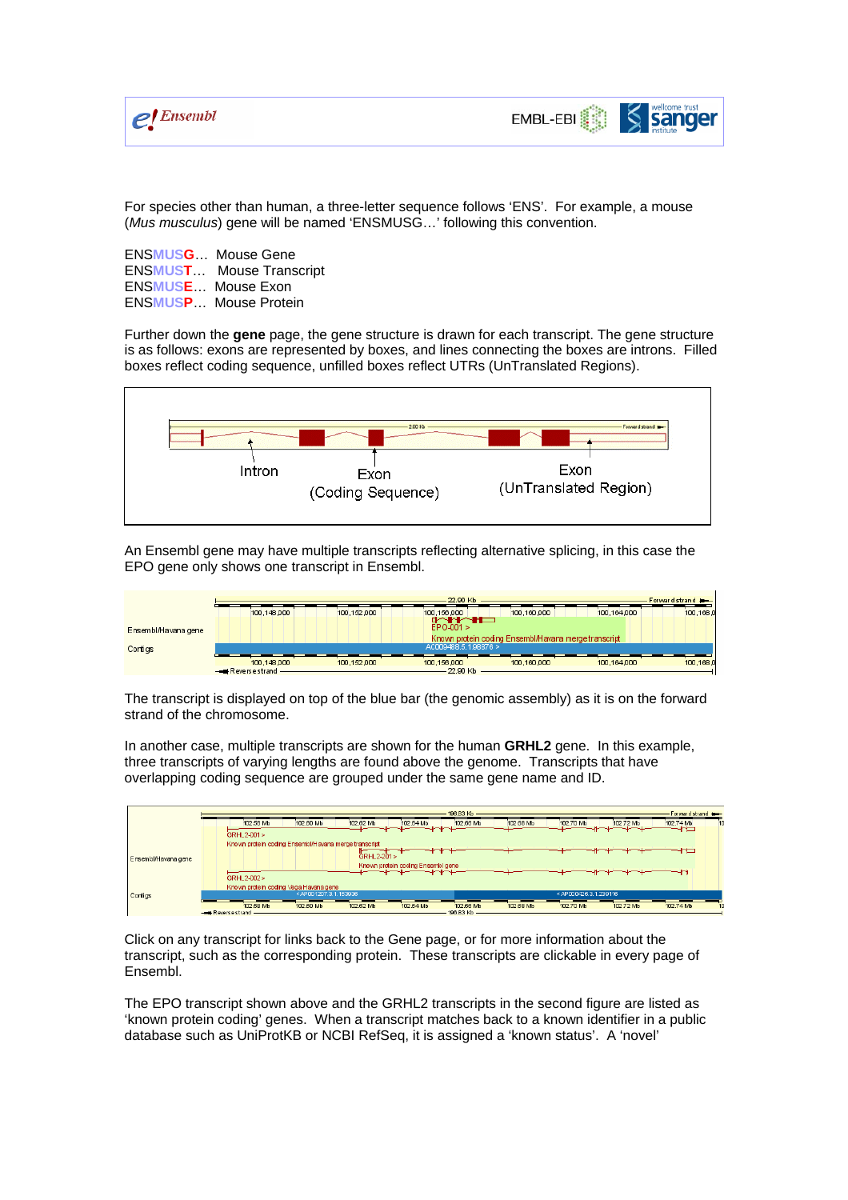For species other than human, a three-letter sequence follows 'ENS'. For example, a mouse (*Mus musculus*) gene will be named 'ENSMUSG…' following this convention.

ENS**MUSG**… Mouse Gene
ENS**MUST**… Mouse Transcript
ENS**MUSE**… Mouse Exon
ENS**MUSP**… Mouse Protein

Further down the **gene** page, the gene structure is drawn for each transcript. The gene structure is as follows: exons are represented by boxes, and lines connecting the boxes are introns. Filled boxes reflect coding sequence, unfilled boxes reflect UTRs (UnTranslated Regions).

An Ensembl gene may have multiple transcripts reflecting alternative splicing, in this case the EPO gene only shows one transcript in Ensembl.

The transcript is displayed on top of the blue bar (the genomic assembly) as it is on the forward strand of the chromosome.

In another case, multiple transcripts are shown for the human **GRHL2** gene. In this example, three transcripts of varying lengths are found above the genome. Transcripts that have overlapping coding sequence are grouped under the same gene name and ID.

Click on any transcript for links back to the Gene page, or for more information about the transcript, such as the corresponding protein. These transcripts are clickable in every page of Ensembl.

The EPO transcript shown above and the GRHL2 transcripts in the second figure are listed as 'known protein coding' genes. When a transcript matches back to a known identifier in a public database such as UniProtKB or NCBI RefSeq, it is assigned a 'known status'. A 'novel'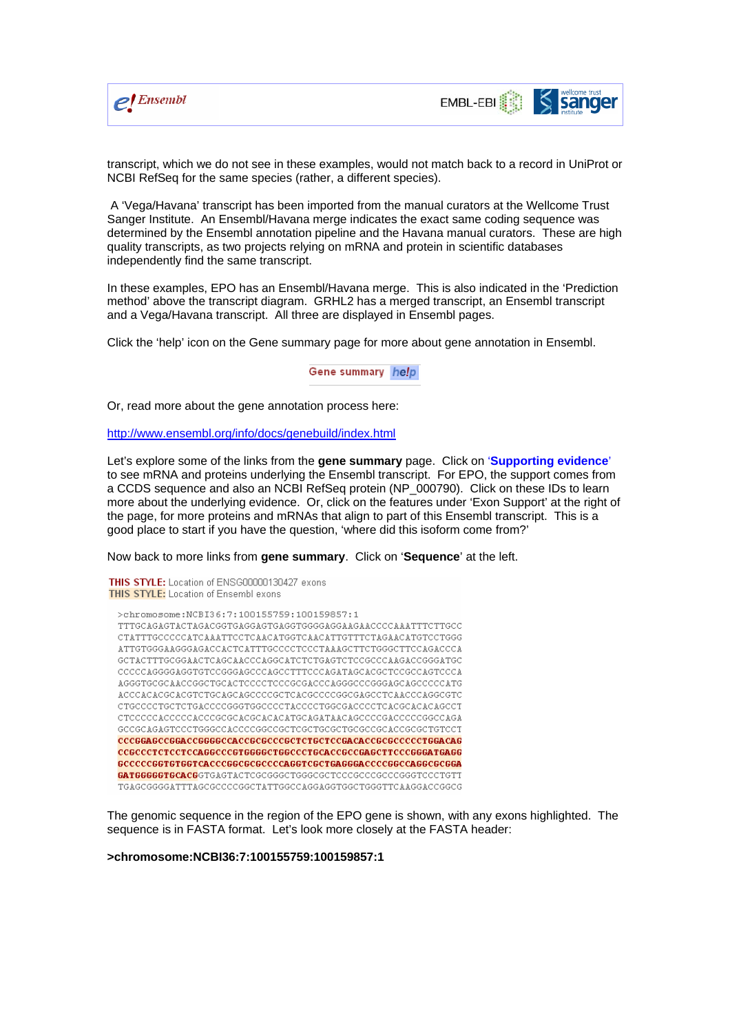transcript, which we do not see in these examples, would not match back to a record in UniProt or NCBI RefSeq for the same species (rather, a different species).

A 'Vega/Havana' transcript has been imported from the manual curators at the Wellcome Trust Sanger Institute. An Ensembl/Havana merge indicates the exact same coding sequence was determined by the Ensembl annotation pipeline and the Havana manual curators. These are high quality transcripts, as two projects relying on mRNA and protein in scientific databases independently find the same transcript.

In these examples, EPO has an Ensembl/Havana merge. This is also indicated in the 'Prediction method' above the transcript diagram. GRHL2 has a merged transcript, an Ensembl transcript and a Vega/Havana transcript. All three are displayed in Ensembl pages.

Click the 'help' icon on the Gene summary page for more about gene annotation in Ensembl.

Gene summary help

Or, read more about the gene annotation process here:

http://www.ensembl.org/info/docs/genebuild/index.html

Let's explore some of the links from the **gene summary** page. Click on '**Supporting evidence**' to see mRNA and proteins underlying the Ensembl transcript. For EPO, the support comes from a CCDS sequence and also an NCBI RefSeq protein (NP_000790). Click on these IDs to learn more about the underlying evidence. Or, click on the features under 'Exon Support' at the right of the page, for more proteins and mRNAs that align to part of this Ensembl transcript. This is a good place to start if you have the question, 'where did this isoform come from?'

Now back to more links from **gene summary**. Click on '**Sequence**' at the left.

**THIS STYLE:** Location of ENSG00000130427 exons
**THIS STYLE:** Location of Ensembl exons

```
>chromosome:NCBI36:7:100155759:100159857:1
TTTGCAGAGTACTAGACGGTGAGGAGTGAGGTGGGGAGGAAGAACCCCAAATTTCTTGCC
CTATTTGCCCCCATCAAATTCCTCAACATGGTCAACATTGTTTCTAGAACATGTCCTGGG
ATTGTGGGAAGGGAGACCACTCATTTGCCCCTCCCTAAAGCTTCTGGGCTTCCAGACCCA
GCTACTTTGCGGAACTCAGCAACCCAGGCATCTCTGAGTCTCCGCCCAAGACCGGGATGC
CCCCCAGGGGAGGTGTCCGGGAGCCCAGCCTTTCCCAGATAGCACGCTCCGCCAGTCCCA
AGGGTGCGCAACCGGCTGCACTCCCCTCCCGCGACCCAGGGCCCGGGAGCAGCCCCCATG
ACCCACACGCACGTCTGCAGCAGCCCCGCTCACGCCCCGGCGAGCCTCAACCCAGGCGTC
CTGCCCCTGCTCTGACCCCGGGTGGCCCCTACCCCTGGCGACCCCTCACGCACACAGCCT
CTCCCCCACCCCCACCCGCGCACGCACACATGCAGATAACAGCCCCGACCCCCGGCCAGA
GCCGCAGAGTCCCTGGGCCACCCCGGCCGCTCGCTGCGCTGCGCCGCACCGCGCTGTCCT
CCCGGAGCCGGACCGGGGCCACCGCGCCCGCTCTGCTCCGACACCGCGCCCCCTGGACAG
CCGCCCTCTCCTCCAGGCCCGTGGGGCTGGCCCTGCACCGCCGAGCTTCCCGGGATGAGG
GCCCCCGGTGTGGTCACCCGGCGCGCCCCAGGTCGCTGAGGGACCCCGGCCAGGCGCGGA
GATGGGGGTGCACGGTGAGTACTCGCGGGCTGGGCGCTCCCGCCCGCCCGGGTCCCTGTT
TGAGCGGGGATTTAGCGCCCCGGCTATTGGCCAGGAGGTGGCTGGGTTCAAGGACCGGCG
```

The genomic sequence in the region of the EPO gene is shown, with any exons highlighted. The sequence is in FASTA format. Let's look more closely at the FASTA header:

**>chromosome:NCBI36:7:100155759:100159857:1**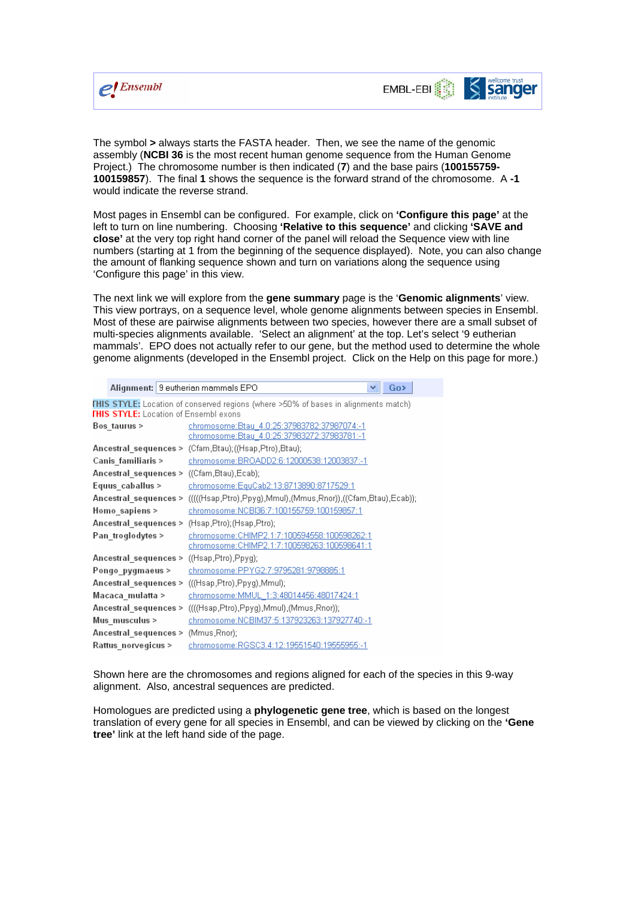The symbol **>** always starts the FASTA header. Then, we see the name of the genomic assembly (**NCBI 36** is the most recent human genome sequence from the Human Genome Project.) The chromosome number is then indicated (**7**) and the base pairs (**100155759-100159857**). The final **1** shows the sequence is the forward strand of the chromosome. A **-1** would indicate the reverse strand.

Most pages in Ensembl can be configured. For example, click on **'Configure this page'** at the left to turn on line numbering. Choosing **'Relative to this sequence'** and clicking **'SAVE and close'** at the very top right hand corner of the panel will reload the Sequence view with line numbers (starting at 1 from the beginning of the sequence displayed). Note, you can also change the amount of flanking sequence shown and turn on variations along the sequence using 'Configure this page' in this view.

The next link we will explore from the **gene summary** page is the '**Genomic alignments**' view. This view portrays, on a sequence level, whole genome alignments between species in Ensembl. Most of these are pairwise alignments between two species, however there are a small subset of multi-species alignments available. 'Select an alignment' at the top. Let's select '9 eutherian mammals'. EPO does not actually refer to our gene, but the method used to determine the whole genome alignments (developed in the Ensembl project. Click on the Help on this page for more.)

Alignment: 9 eutherian mammals EPO  Go>

THIS STYLE: Location of conserved regions (where >50% of bases in alignments match)
THIS STYLE: Location of Ensembl exons

| | |
|---|---|
| Bos_taurus > | chromosome:Btau_4.0:25:37983782:37987074:-1<br>chromosome:Btau_4.0:25:37983272:37983781:-1 |
| Ancestral_sequences > | (Cfam,Btau);((Hsap,Ptro),Btau); |
| Canis_familiaris > | chromosome:BROADD2:6:12000538:12003837:-1 |
| Ancestral_sequences > | ((Cfam,Btau),Ecab); |
| Equus_caballus > | chromosome:EquCab2:13:8713890:8717529:1 |
| Ancestral_sequences > | (((((Hsap,Ptro),Ppyg),Mmul),(Mmus,Rnor)),((Cfam,Btau),Ecab)); |
| Homo_sapiens > | chromosome:NCBI36:7:100155759:100159857:1 |
| Ancestral_sequences > | (Hsap,Ptro);(Hsap,Ptro); |
| Pan_troglodytes > | chromosome:CHIMP2.1:7:100594558:100598262:1<br>chromosome:CHIMP2.1:7:100598263:100598641:1 |
| Ancestral_sequences > | ((Hsap,Ptro),Ppyg); |
| Pongo_pygmaeus > | chromosome:PPYG2:7:9795281:9798885:1 |
| Ancestral_sequences > | (((Hsap,Ptro),Ppyg),Mmul); |
| Macaca_mulatta > | chromosome:MMUL_1:3:48014456:48017424:1 |
| Ancestral_sequences > | ((((Hsap,Ptro),Ppyg),Mmul),(Mmus,Rnor)); |
| Mus_musculus > | chromosome:NCBIM37:5:137923263:137927740:-1 |
| Ancestral_sequences > | (Mmus,Rnor); |
| Rattus_norvegicus > | chromosome:RGSC3.4:12:19551540:19555955:-1 |

Shown here are the chromosomes and regions aligned for each of the species in this 9-way alignment. Also, ancestral sequences are predicted.

Homologues are predicted using a **phylogenetic gene tree**, which is based on the longest translation of every gene for all species in Ensembl, and can be viewed by clicking on the **'Gene tree'** link at the left hand side of the page.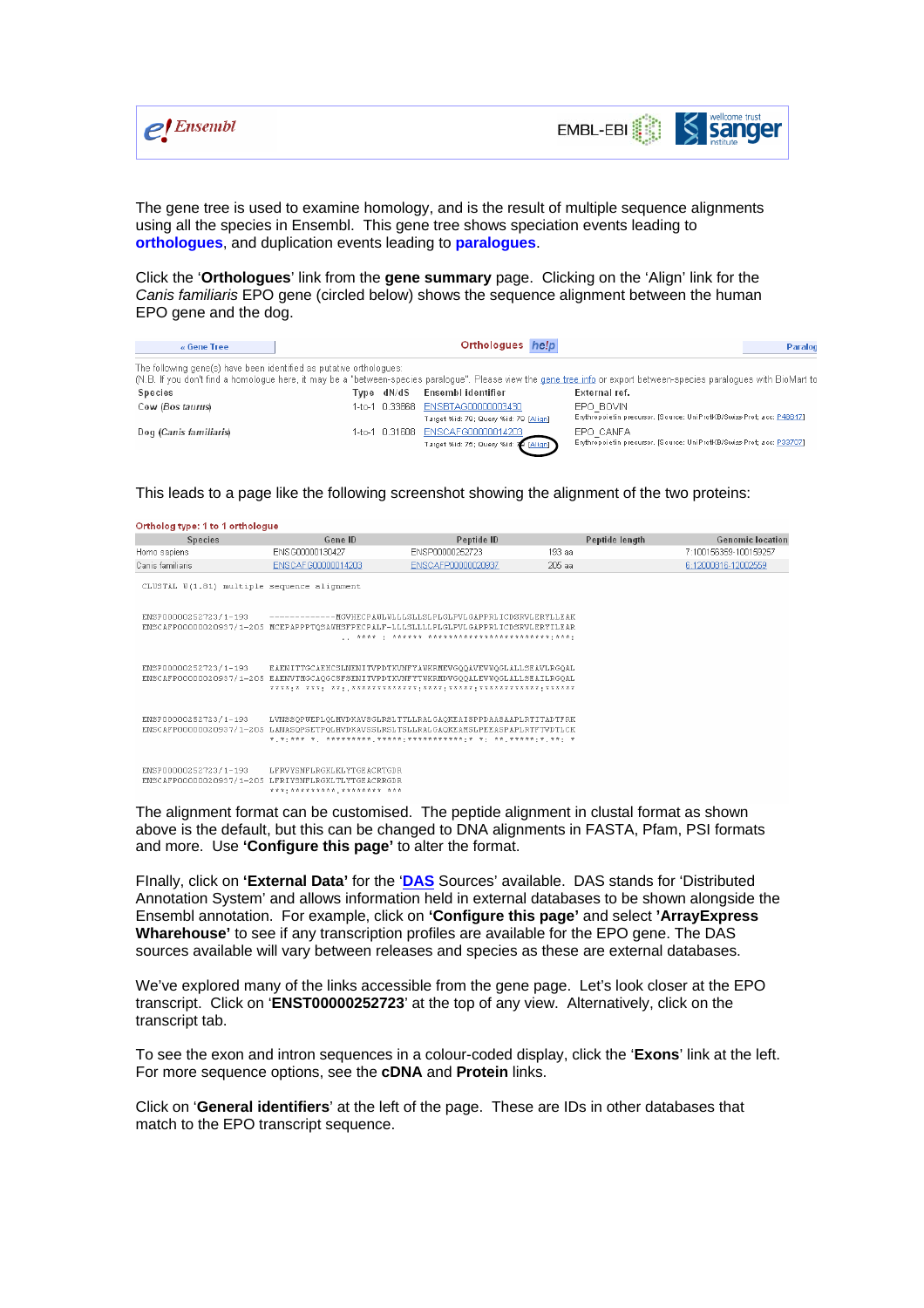The gene tree is used to examine homology, and is the result of multiple sequence alignments using all the species in Ensembl. This gene tree shows speciation events leading to **orthologues**, and duplication events leading to **paralogues**.

Click the '**Orthologues**' link from the **gene summary** page. Clicking on the 'Align' link for the *Canis familiaris* EPO gene (circled below) shows the sequence alignment between the human EPO gene and the dog.

| « Gene Tree | Orthologues help | | | Paralog |
|---|---|---|---|---|

The following gene(s) have been identified as putative orthologues:
(N.B. If you don't find a homologue here, it may be a "between-species paralogue". Please view the gene tree info or export between-species paralogues with BioMart to

| Species | Type | dN/dS | Ensembl identifier | External ref. |
|---|---|---|---|---|
| Cow (*Bos taurus*) | 1-to-1 | 0.33568 | ENSBTAG00000003430<br>Target %id: 70; Query %id: 70 [Align] | EPO_BOVIN<br>Erythropoietin precursor. [Source: UniProtKB/Swiss-Prot; acc: P48617] |
| Dog (*Canis familiaris*) | 1-to-1 | 0.31508 | ENSCAFG00000014203<br>Target %id: 75; Query %id: 7 [Align] | EPO_CANFA<br>Erythropoietin precursor. [Source: UniProtKB/Swiss-Prot; acc: P33707] |

This leads to a page like the following screenshot showing the alignment of the two proteins:

Ortholog type: 1 to 1 orthologue

| Species | Gene ID | Peptide ID | Peptide length | Genomic location |
|---|---|---|---|---|
| Homo sapiens | ENSG00000130427 | ENSP00000252723 | 193 aa | 7:100156359-100159257 |
| Canis familiaris | ENSCAFG00000014203 | ENSCAFP00000020937 | 205 aa | 6:12000816-12002559 |

```
CLUSTAL W(1.81) multiple sequence alignment

ENSP00000252723/1-193     ------------MGVHECPAWLWLLLSLLSLPLGLPVLGAPPRLICDSRVLERYLLEAK
ENSCAFP00000020937/1-205  MCEPAPPPTQSAWHSFPECPALF-LLLSLLLLPLGLPVLGAPPRLICDSRVLERYILEAR
                                      .. .**** : ****** ************************:.**:

ENSP00000252723/1-193     EAENITTGCAEHCSLNENITVPDTKVNFYAWKRMEVGQQAVEVWQGLALLSEAVLRGQAL
ENSCAFP00000020937/1-205  EAENVTMGCAQGCSFSENITVPDTKVNFYTWKRMDVGQQALEVWQGLALLSEAILRGQAL
                          ****:* ***: **:.************:****:*****:*********:******

ENSP00000252723/1-193     LVNSSQPWEPLQLHVDKAVSGLRSLTTLLRALGAQKEAISPPDAASAAPLRTITADTFRK
ENSCAFP00000020937/1-205  LANASQPSETPQLHVDKAVSSLRSLTSLLRALGAQKEAMSLPEEASPAPLRTFTVDTLCK
                          *.*:*** *. *********.*****:***********:* *: **.*****:*.**: *

ENSP00000252723/1-193     LFRVYSNFLRGKLKLYTGEACRTGDR
ENSCAFP00000020937/1-205  LFRIYSNFLRGKLTLYTGEACRRGDR
                          ***:*********.******** ***
```

The alignment format can be customised. The peptide alignment in clustal format as shown above is the default, but this can be changed to DNA alignments in FASTA, Pfam, PSI formats and more. Use **'Configure this page'** to alter the format.

FInally, click on **'External Data'** for the '**DAS** Sources' available. DAS stands for 'Distributed Annotation System' and allows information held in external databases to be shown alongside the Ensembl annotation. For example, click on **'Configure this page'** and select **'ArrayExpress Wharehouse'** to see if any transcription profiles are available for the EPO gene. The DAS sources available will vary between releases and species as these are external databases.

We've explored many of the links accessible from the gene page. Let's look closer at the EPO transcript. Click on '**ENST00000252723**' at the top of any view. Alternatively, click on the transcript tab.

To see the exon and intron sequences in a colour-coded display, click the '**Exons**' link at the left. For more sequence options, see the **cDNA** and **Protein** links.

Click on '**General identifiers**' at the left of the page. These are IDs in other databases that match to the EPO transcript sequence.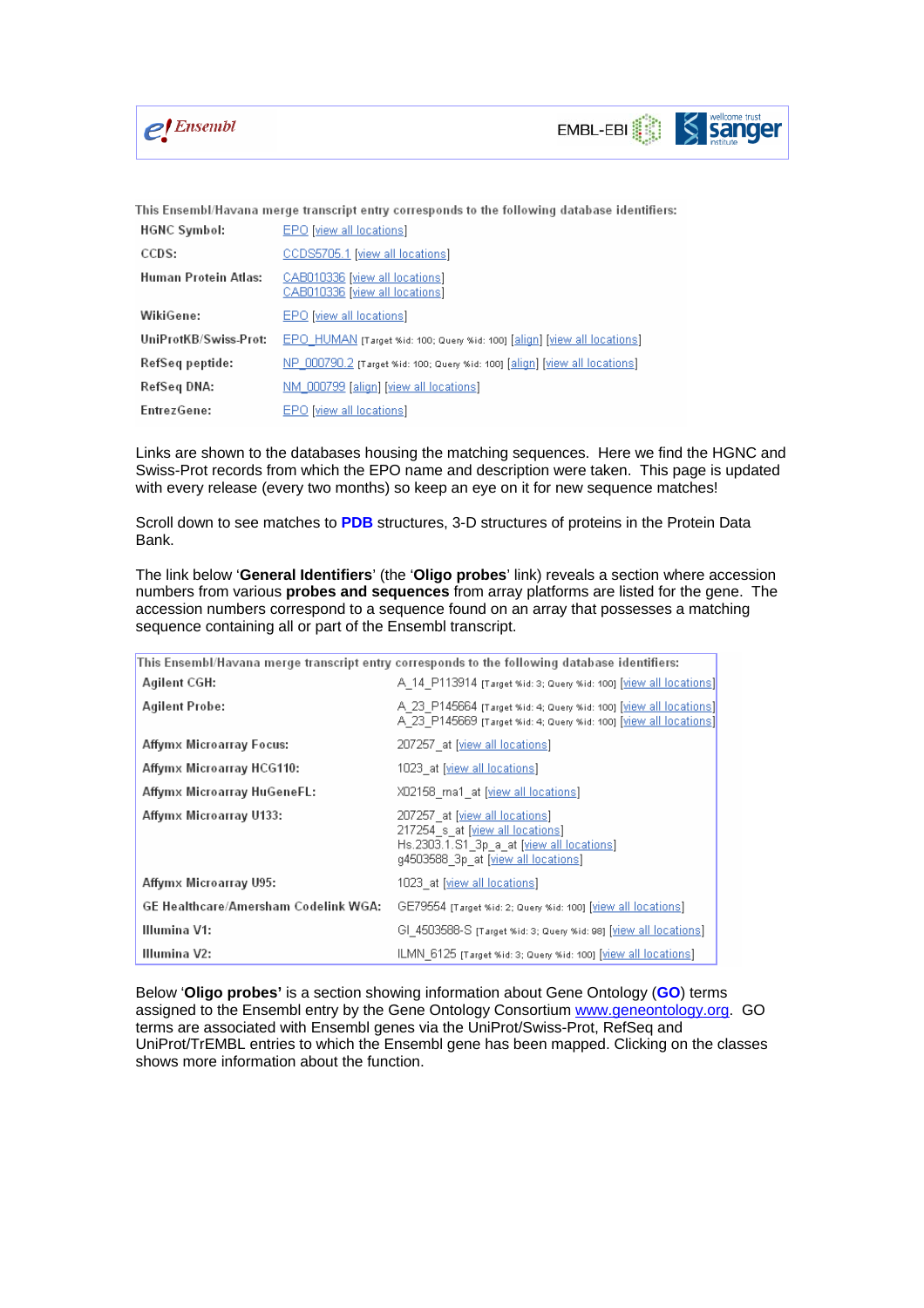This Ensembl/Havana merge transcript entry corresponds to the following database identifiers:

| | |
|---|---|
| HGNC Symbol: | EPO [view all locations] |
| CCDS: | CCDS5705.1 [view all locations] |
| Human Protein Atlas: | CAB010336 [view all locations]<br>CAB010336 [view all locations] |
| WikiGene: | EPO [view all locations] |
| UniProtKB/Swiss-Prot: | EPO_HUMAN [Target %id: 100; Query %id: 100] [align] [view all locations] |
| RefSeq peptide: | NP_000790.2 [Target %id: 100; Query %id: 100] [align] [view all locations] |
| RefSeq DNA: | NM_000799 [align] [view all locations] |
| EntrezGene: | EPO [view all locations] |

Links are shown to the databases housing the matching sequences. Here we find the HGNC and Swiss-Prot records from which the EPO name and description were taken. This page is updated with every release (every two months) so keep an eye on it for new sequence matches!

Scroll down to see matches to **PDB** structures, 3-D structures of proteins in the Protein Data Bank.

The link below '**General Identifiers**' (the '**Oligo probes**' link) reveals a section where accession numbers from various **probes and sequences** from array platforms are listed for the gene. The accession numbers correspond to a sequence found on an array that possesses a matching sequence containing all or part of the Ensembl transcript.

This Ensembl/Havana merge transcript entry corresponds to the following database identifiers:

| | |
|---|---|
| Agilent CGH: | A_14_P113914 [Target %id: 3; Query %id: 100] [view all locations] |
| Agilent Probe: | A_23_P145664 [Target %id: 4; Query %id: 100] [view all locations]<br>A_23_P145669 [Target %id: 4; Query %id: 100] [view all locations] |
| Affymx Microarray Focus: | 207257_at [view all locations] |
| Affymx Microarray HCG110: | 1023_at [view all locations] |
| Affymx Microarray HuGeneFL: | X02158_rna1_at [view all locations] |
| Affymx Microarray U133: | 207257_at [view all locations]<br>217254_s_at [view all locations]<br>Hs.2303.1.S1_3p_a_at [view all locations]<br>g4503588_3p_at [view all locations] |
| Affymx Microarray U95: | 1023_at [view all locations] |
| GE Healthcare/Amersham Codelink WGA: | GE79554 [Target %id: 2; Query %id: 100] [view all locations] |
| Illumina V1: | GI_4503588-S [Target %id: 3; Query %id: 98] [view all locations] |
| Illumina V2: | ILMN_6125 [Target %id: 3; Query %id: 100] [view all locations] |

Below '**Oligo probes'** is a section showing information about Gene Ontology (**GO**) terms assigned to the Ensembl entry by the Gene Ontology Consortium www.geneontology.org. GO terms are associated with Ensembl genes via the UniProt/Swiss-Prot, RefSeq and UniProt/TrEMBL entries to which the Ensembl gene has been mapped. Clicking on the classes shows more information about the function.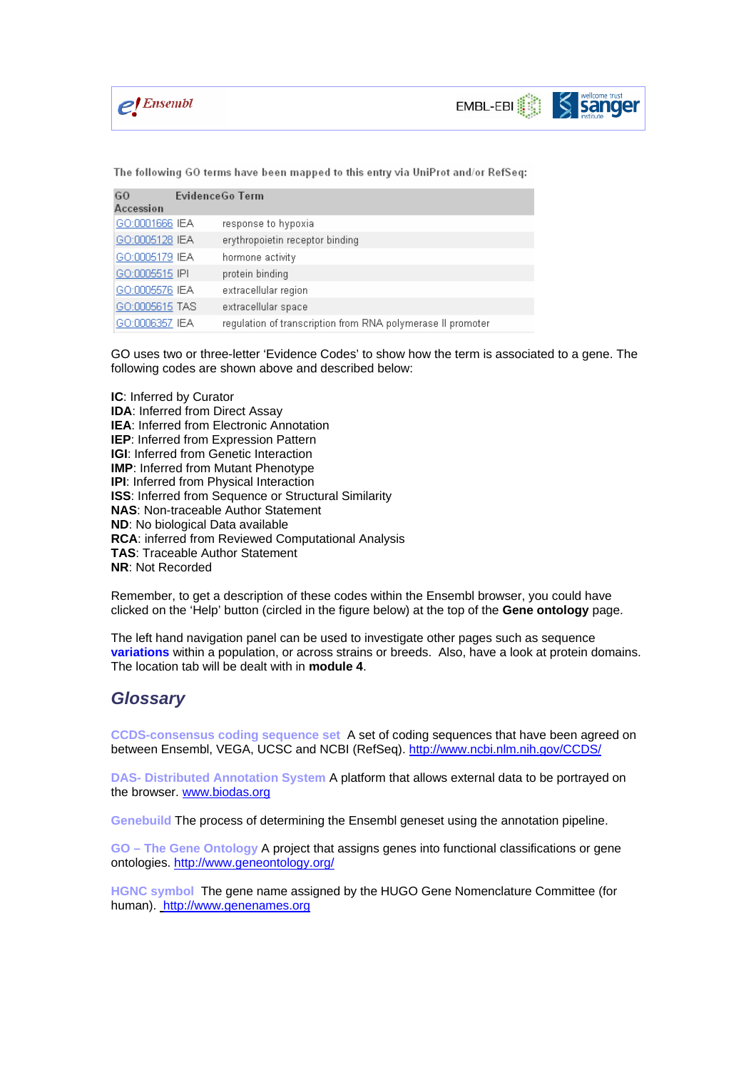The following GO terms have been mapped to this entry via UniProt and/or RefSeq:

| GO Accession | Evidence | Go Term |
|---|---|---|
| GO:0001666 | IEA | response to hypoxia |
| GO:0005128 | IEA | erythropoietin receptor binding |
| GO:0005179 | IEA | hormone activity |
| GO:0005515 | IPI | protein binding |
| GO:0005576 | IEA | extracellular region |
| GO:0005615 | TAS | extracellular space |
| GO:0006357 | IEA | regulation of transcription from RNA polymerase II promoter |

GO uses two or three-letter 'Evidence Codes' to show how the term is associated to a gene. The following codes are shown above and described below:

**IC**: Inferred by Curator  
**IDA**: Inferred from Direct Assay  
**IEA**: Inferred from Electronic Annotation  
**IEP**: Inferred from Expression Pattern  
**IGI**: Inferred from Genetic Interaction  
**IMP**: Inferred from Mutant Phenotype  
**IPI**: Inferred from Physical Interaction  
**ISS**: Inferred from Sequence or Structural Similarity  
**NAS**: Non-traceable Author Statement  
**ND**: No biological Data available  
**RCA**: inferred from Reviewed Computational Analysis  
**TAS**: Traceable Author Statement  
**NR**: Not Recorded

Remember, to get a description of these codes within the Ensembl browser, you could have clicked on the 'Help' button (circled in the figure below) at the top of the **Gene ontology** page.

The left hand navigation panel can be used to investigate other pages such as sequence **variations** within a population, or across strains or breeds. Also, have a look at protein domains. The location tab will be dealt with in **module 4**.

## *Glossary*

**CCDS-consensus coding sequence set** A set of coding sequences that have been agreed on between Ensembl, VEGA, UCSC and NCBI (RefSeq). http://www.ncbi.nlm.nih.gov/CCDS/

**DAS- Distributed Annotation System** A platform that allows external data to be portrayed on the browser. www.biodas.org

**Genebuild** The process of determining the Ensembl geneset using the annotation pipeline.

**GO – The Gene Ontology** A project that assigns genes into functional classifications or gene ontologies. http://www.geneontology.org/

**HGNC symbol** The gene name assigned by the HUGO Gene Nomenclature Committee (for human). http://www.genenames.org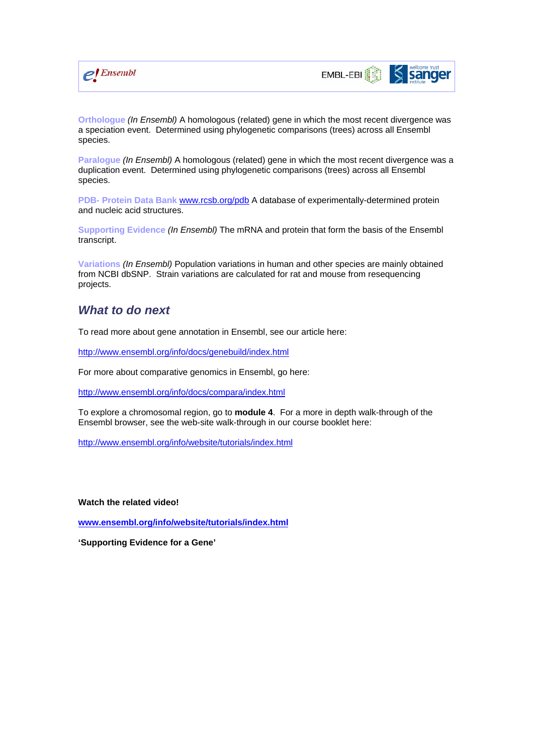**Orthologue** *(In Ensembl)* A homologous (related) gene in which the most recent divergence was a speciation event. Determined using phylogenetic comparisons (trees) across all Ensembl species.

**Paralogue** *(In Ensembl)* A homologous (related) gene in which the most recent divergence was a duplication event. Determined using phylogenetic comparisons (trees) across all Ensembl species.

**PDB- Protein Data Bank** [www.rcsb.org/pdb](www.rcsb.org/pdb) A database of experimentally-determined protein and nucleic acid structures.

**Supporting Evidence** *(In Ensembl)* The mRNA and protein that form the basis of the Ensembl transcript.

**Variations** *(In Ensembl)* Population variations in human and other species are mainly obtained from NCBI dbSNP. Strain variations are calculated for rat and mouse from resequencing projects.

## *What to do next*

To read more about gene annotation in Ensembl, see our article here:

http://www.ensembl.org/info/docs/genebuild/index.html

For more about comparative genomics in Ensembl, go here:

http://www.ensembl.org/info/docs/compara/index.html

To explore a chromosomal region, go to **module 4**. For a more in depth walk-through of the Ensembl browser, see the web-site walk-through in our course booklet here:

http://www.ensembl.org/info/website/tutorials/index.html

**Watch the related video!**

**www.ensembl.org/info/website/tutorials/index.html**

**'Supporting Evidence for a Gene'**